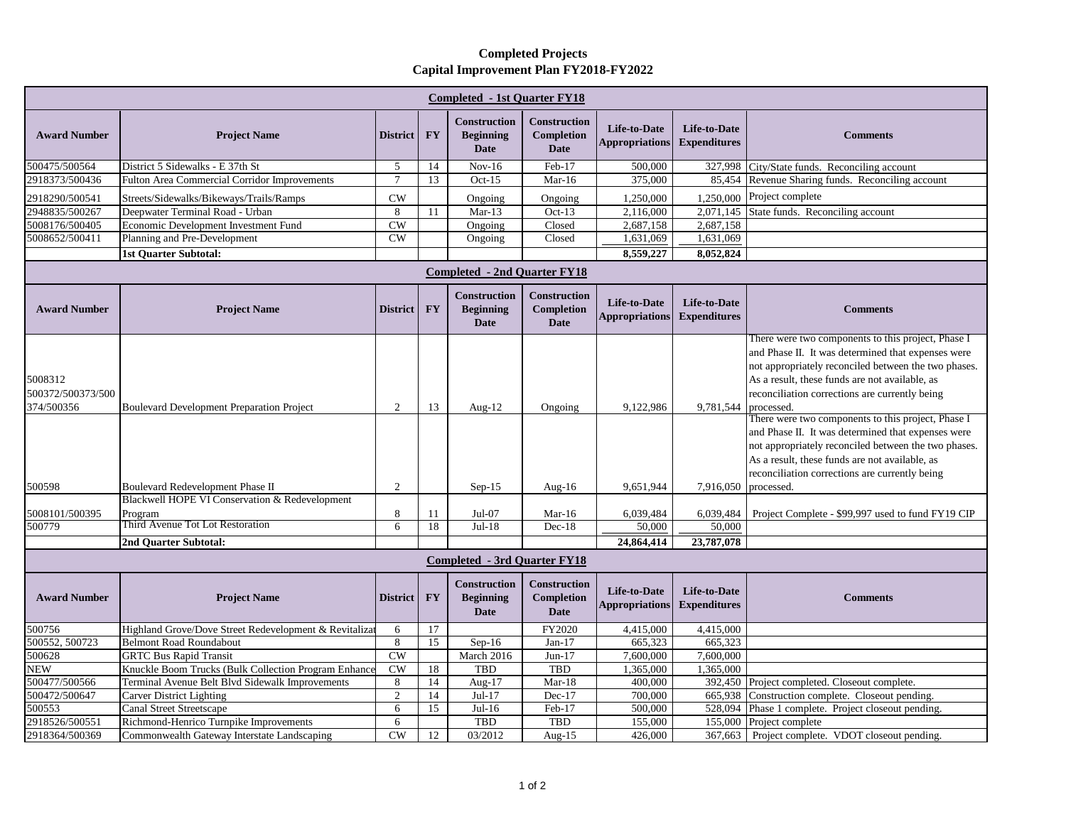# Completed Projects
## Capital Improvement Plan FY2018-FY2022

| Award Number | Project Name | District | FY | Construction Beginning Date | Construction Completion Date | Life-to-Date Appropriations | Life-to-Date Expenditures | Comments |
|---|---|---|---|---|---|---|---|---|
| **Completed - 1st Quarter FY18** | | | | | | | | |
| 500475/500564 | District 5 Sidewalks - E 37th St | 5 | 14 | Nov-16 | Feb-17 | 500,000 | 327,998 | City/State funds. Reconciling account |
| 2918373/500436 | Fulton Area Commercial Corridor Improvements | 7 | 13 | Oct-15 | Mar-16 | 375,000 | 85,454 | Revenue Sharing funds. Reconciling account |
| 2918290/500541 | Streets/Sidewalks/Bikeways/Trails/Ramps | CW | | Ongoing | Ongoing | 1,250,000 | 1,250,000 | Project complete |
| 2948835/500267 | Deepwater Terminal Road - Urban | 8 | 11 | Mar-13 | Oct-13 | 2,116,000 | 2,071,145 | State funds. Reconciling account |
| 5008176/500405 | Economic Development Investment Fund | CW | | Ongoing | Closed | 2,687,158 | 2,687,158 | |
| 5008652/500411 | Planning and Pre-Development | CW | | Ongoing | Closed | 1,631,069 | 1,631,069 | |
| | **1st Quarter Subtotal:** | | | | | **8,559,227** | **8,052,824** | |
| **Completed - 2nd Quarter FY18** | | | | | | | | |
| 5008312 500372/500373/500374/500356 | Boulevard Development Preparation Project | 2 | 13 | Aug-12 | Ongoing | 9,122,986 | 9,781,544 | There were two components to this project, Phase I and Phase II. It was determined that expenses were not appropriately reconciled between the two phases. As a result, these funds are not available, as reconciliation corrections are currently being processed. |
| 500598 | Boulevard Redevelopment Phase II | 2 | | Sep-15 | Aug-16 | 9,651,944 | 7,916,050 | There were two components to this project, Phase I and Phase II. It was determined that expenses were not appropriately reconciled between the two phases. As a result, these funds are not available, as reconciliation corrections are currently being processed. |
| 5008101/500395 | Blackwell HOPE VI Conservation & Redevelopment Program | 8 | 11 | Jul-07 | Mar-16 | 6,039,484 | 6,039,484 | Project Complete - $99,997 used to fund FY19 CIP |
| 500779 | Third Avenue Tot Lot Restoration | 6 | 18 | Jul-18 | Dec-18 | 50,000 | 50,000 | |
| | **2nd Quarter Subtotal:** | | | | | **24,864,414** | **23,787,078** | |
| **Completed - 3rd Quarter FY18** | | | | | | | | |
| 500756 | Highland Grove/Dove Street Redevelopment & Revitalizat | 6 | 17 | | FY2020 | 4,415,000 | 4,415,000 | |
| 500552, 500723 | Belmont Road Roundabout | 8 | 15 | Sep-16 | Jan-17 | 665,323 | 665,323 | |
| 500628 | GRTC Bus Rapid Transit | CW | | March 2016 | Jun-17 | 7,600,000 | 7,600,000 | |
| NEW | Knuckle Boom Trucks (Bulk Collection Program Enhance | CW | 18 | TBD | TBD | 1,365,000 | 1,365,000 | |
| 500477/500566 | Terminal Avenue Belt Blvd Sidewalk Improvements | 8 | 14 | Aug-17 | Mar-18 | 400,000 | 392,450 | Project completed. Closeout complete. |
| 500472/500647 | Carver District Lighting | 2 | 14 | Jul-17 | Dec-17 | 700,000 | 665,938 | Construction complete. Closeout pending. |
| 500553 | Canal Street Streetscape | 6 | 15 | Jul-16 | Feb-17 | 500,000 | 528,094 | Phase 1 complete. Project closeout pending. |
| 2918526/500551 | Richmond-Henrico Turnpike Improvements | 6 | | TBD | TBD | 155,000 | 155,000 | Project complete |
| 2918364/500369 | Commonwealth Gateway Interstate Landscaping | CW | 12 | 03/2012 | Aug-15 | 426,000 | 367,663 | Project complete. VDOT closeout pending. |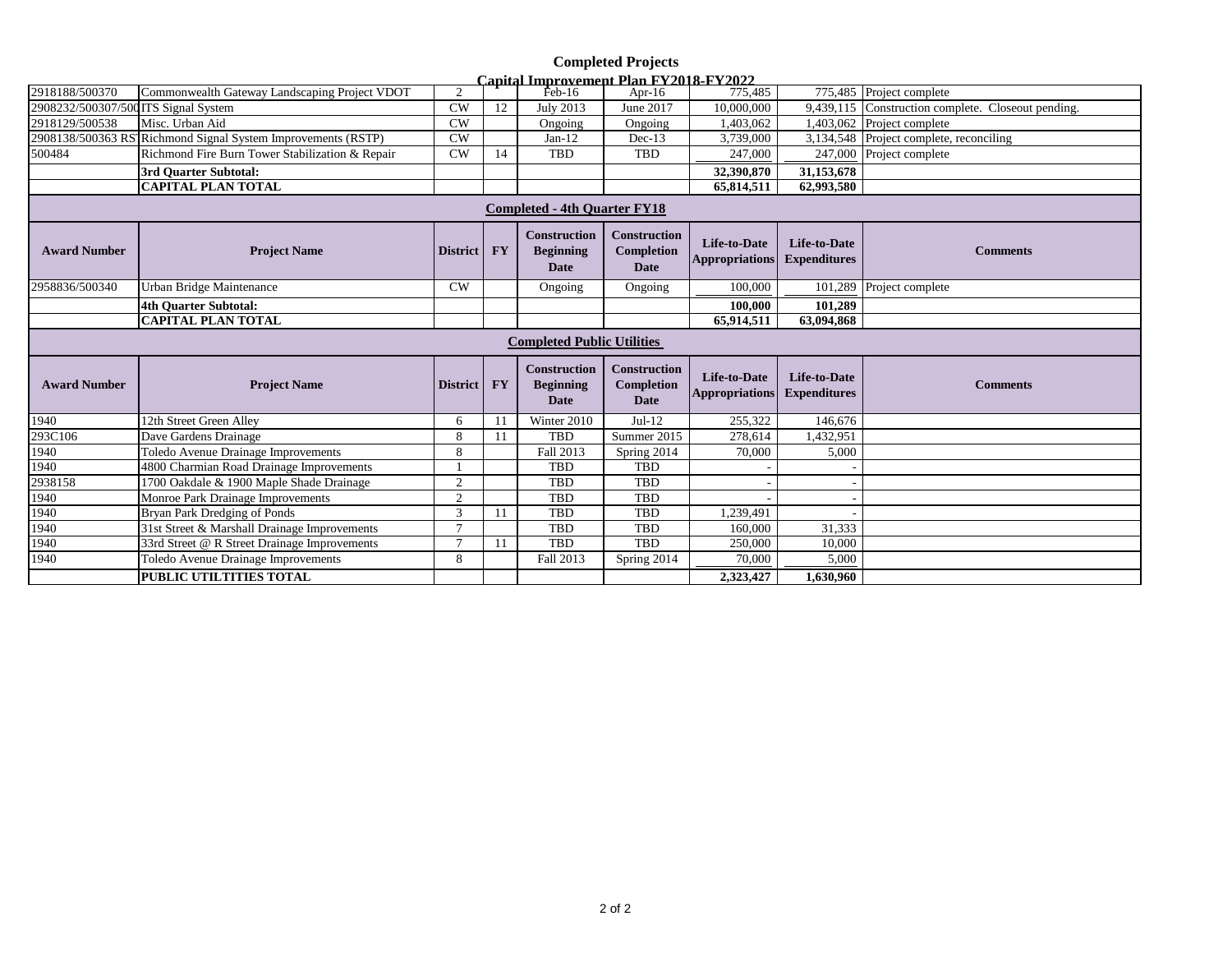# Completed Projects

## Capital Improvement Plan FY2018-FY2022

| | | | | | | | | |
|---|---|---|---|---|---|---|---|---|
| 2918188/500370 | Commonwealth Gateway Landscaping Project VDOT | 2 | | Feb-16 | Apr-16 | 775,485 | 775,485 | Project complete |
| 2908232/500307/500 | ITS Signal System | CW | 12 | July 2013 | June 2017 | 10,000,000 | 9,439,115 | Construction complete. Closeout pending. |
| 2918129/500538 | Misc. Urban Aid | CW | | Ongoing | Ongoing | 1,403,062 | 1,403,062 | Project complete |
| 2908138/500363 RS | Richmond Signal System Improvements (RSTP) | CW | | Jan-12 | Dec-13 | 3,739,000 | 3,134,548 | Project complete, reconciling |
| 500484 | Richmond Fire Burn Tower Stabilization & Repair | CW | 14 | TBD | TBD | 247,000 | 247,000 | Project complete |
| | **3rd Quarter Subtotal:** | | | | | **32,390,870** | **31,153,678** | |
| | **CAPITAL PLAN TOTAL** | | | | | **65,814,511** | **62,993,580** | |

### Completed - 4th Quarter FY18

| Award Number | Project Name | District | FY | Construction Beginning Date | Construction Completion Date | Life-to-Date Appropriations | Life-to-Date Expenditures | Comments |
|---|---|---|---|---|---|---|---|---|
| 2958836/500340 | Urban Bridge Maintenance | CW | | Ongoing | Ongoing | 100,000 | 101,289 | Project complete |
| | **4th Quarter Subtotal:** | | | | | **100,000** | **101,289** | |
| | **CAPITAL PLAN TOTAL** | | | | | **65,914,511** | **63,094,868** | |

### Completed Public Utilities

| Award Number | Project Name | District | FY | Construction Beginning Date | Construction Completion Date | Life-to-Date Appropriations | Life-to-Date Expenditures | Comments |
|---|---|---|---|---|---|---|---|---|
| 1940 | 12th Street Green Alley | 6 | 11 | Winter 2010 | Jul-12 | 255,322 | 146,676 | |
| 293C106 | Dave Gardens Drainage | 8 | 11 | TBD | Summer 2015 | 278,614 | 1,432,951 | |
| 1940 | Toledo Avenue Drainage Improvements | 8 | | Fall 2013 | Spring 2014 | 70,000 | 5,000 | |
| 1940 | 4800 Charmian Road Drainage Improvements | 1 | | TBD | TBD | - | - | |
| 2938158 | 1700 Oakdale & 1900 Maple Shade Drainage | 2 | | TBD | TBD | - | - | |
| 1940 | Monroe Park Drainage Improvements | 2 | | TBD | TBD | - | - | |
| 1940 | Bryan Park Dredging of Ponds | 3 | 11 | TBD | TBD | 1,239,491 | - | |
| 1940 | 31st Street & Marshall Drainage Improvements | 7 | | TBD | TBD | 160,000 | 31,333 | |
| 1940 | 33rd Street @ R Street Drainage Improvements | 7 | 11 | TBD | TBD | 250,000 | 10,000 | |
| 1940 | Toledo Avenue Drainage Improvements | 8 | | Fall 2013 | Spring 2014 | 70,000 | 5,000 | |
| | **PUBLIC UTILTITIES TOTAL** | | | | | **2,323,427** | **1,630,960** | |